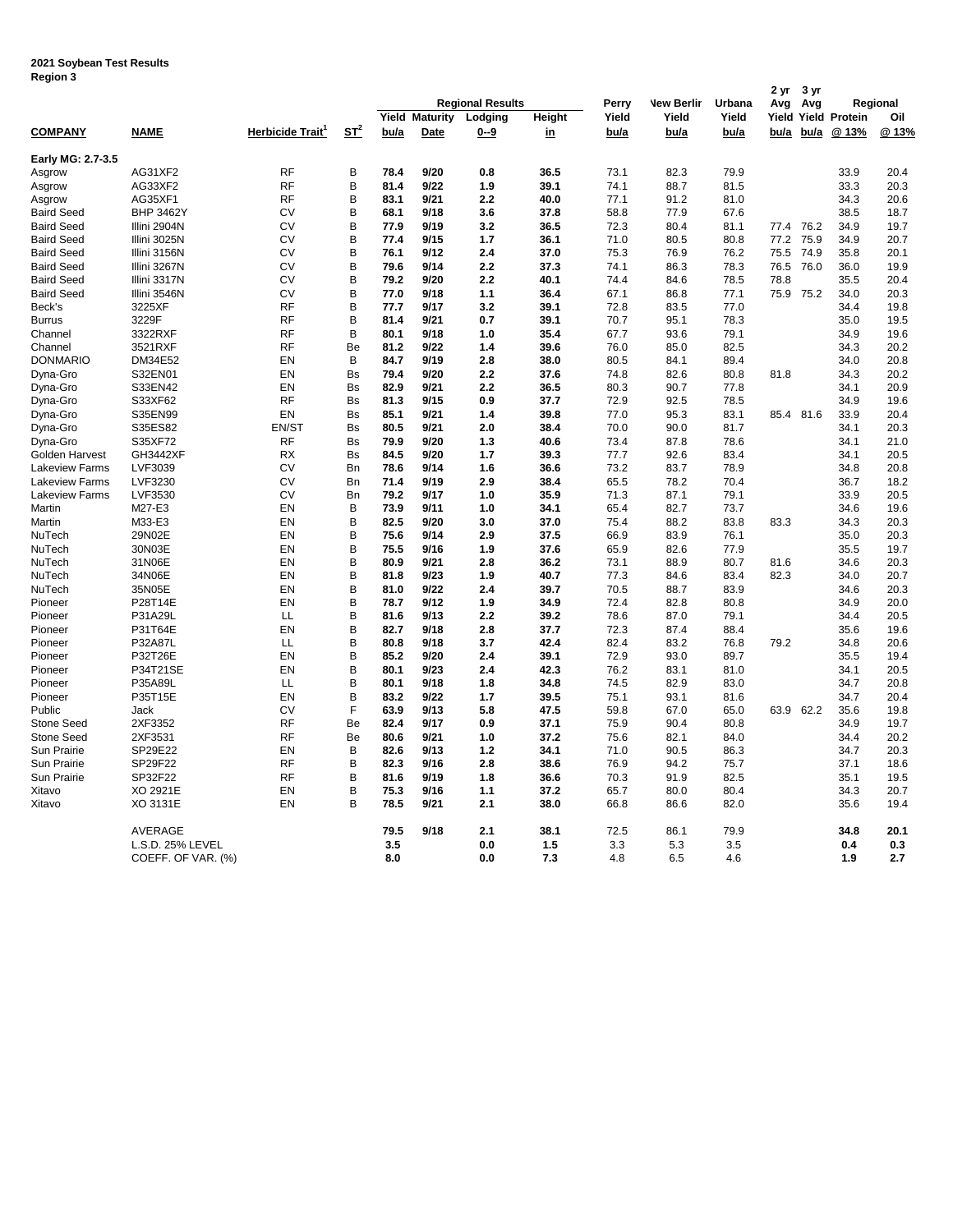**2021 Soybean Test Results**
**Region 3**

| COMPANY | NAME | Herbicide Trait[1] | ST[2] | Regional Results Yield bu/a | Regional Results Maturity Date | Regional Results Lodging 0--9 | Regional Results Height in | Perry Yield bu/a | New Berlin Yield bu/a | Urbana Yield bu/a | 2 yr Avg Yield bu/a | 3 yr Avg Yield bu/a | Regional Protein @ 13% | Regional Oil @ 13% |
|---|---|---|---|---|---|---|---|---|---|---|---|---|---|---|
| **Early MG: 2.7-3.5** | | | | | | | | | | | | | | |
| Asgrow | AG31XF2 | RF | B | **78.4** | **9/20** | **0.8** | **36.5** | 73.1 | 82.3 | 79.9 | | | 33.9 | 20.4 |
| Asgrow | AG33XF2 | RF | B | **81.4** | **9/22** | **1.9** | **39.1** | 74.1 | 88.7 | 81.5 | | | 33.3 | 20.3 |
| Asgrow | AG35XF1 | RF | B | **83.1** | **9/21** | **2.2** | **40.0** | 77.1 | 91.2 | 81.0 | | | 34.3 | 20.6 |
| Baird Seed | BHP 3462Y | CV | B | **68.1** | **9/18** | **3.6** | **37.8** | 58.8 | 77.9 | 67.6 | | | 38.5 | 18.7 |
| Baird Seed | Illini 2904N | CV | B | **77.9** | **9/19** | **3.2** | **36.5** | 72.3 | 80.4 | 81.1 | 77.4 | 76.2 | 34.9 | 19.7 |
| Baird Seed | Illini 3025N | CV | B | **77.4** | **9/15** | **1.7** | **36.1** | 71.0 | 80.5 | 80.8 | 77.2 | 75.9 | 34.9 | 20.7 |
| Baird Seed | Illini 3156N | CV | B | **76.1** | **9/12** | **2.4** | **37.0** | 75.3 | 76.9 | 76.2 | 75.5 | 74.9 | 35.8 | 20.1 |
| Baird Seed | Illini 3267N | CV | B | **79.6** | **9/14** | **2.2** | **37.3** | 74.1 | 86.3 | 78.3 | 76.5 | 76.0 | 36.0 | 19.9 |
| Baird Seed | Illini 3317N | CV | B | **79.2** | **9/20** | **2.2** | **40.1** | 74.4 | 84.6 | 78.5 | 78.8 | | 35.5 | 20.4 |
| Baird Seed | Illini 3546N | CV | B | **77.0** | **9/18** | **1.1** | **36.4** | 67.1 | 86.8 | 77.1 | 75.9 | 75.2 | 34.0 | 20.3 |
| Beck's | 3225XF | RF | B | **77.7** | **9/17** | **3.2** | **39.1** | 72.8 | 83.5 | 77.0 | | | 34.4 | 19.8 |
| Burrus | 3229F | RF | B | **81.4** | **9/21** | **0.7** | **39.1** | 70.7 | 95.1 | 78.3 | | | 35.0 | 19.5 |
| Channel | 3322RXF | RF | B | **80.1** | **9/18** | **1.0** | **35.4** | 67.7 | 93.6 | 79.1 | | | 34.9 | 19.6 |
| Channel | 3521RXF | RF | Be | **81.2** | **9/22** | **1.4** | **39.6** | 76.0 | 85.0 | 82.5 | | | 34.3 | 20.2 |
| DONMARIO | DM34E52 | EN | B | **84.7** | **9/19** | **2.8** | **38.0** | 80.5 | 84.1 | 89.4 | | | 34.0 | 20.8 |
| Dyna-Gro | S32EN01 | EN | Bs | **79.4** | **9/20** | **2.2** | **37.6** | 74.8 | 82.6 | 80.8 | 81.8 | | 34.3 | 20.2 |
| Dyna-Gro | S33EN42 | EN | Bs | **82.9** | **9/21** | **2.2** | **36.5** | 80.3 | 90.7 | 77.8 | | | 34.1 | 20.9 |
| Dyna-Gro | S33XF62 | RF | Bs | **81.3** | **9/15** | **0.9** | **37.7** | 72.9 | 92.5 | 78.5 | | | 34.9 | 19.6 |
| Dyna-Gro | S35EN99 | EN | Bs | **85.1** | **9/21** | **1.4** | **39.8** | 77.0 | 95.3 | 83.1 | 85.4 | 81.6 | 33.9 | 20.4 |
| Dyna-Gro | S35ES82 | EN/ST | Bs | **80.5** | **9/21** | **2.0** | **38.4** | 70.0 | 90.0 | 81.7 | | | 34.1 | 20.3 |
| Dyna-Gro | S35XF72 | RF | Bs | **79.9** | **9/20** | **1.3** | **40.6** | 73.4 | 87.8 | 78.6 | | | 34.1 | 21.0 |
| Golden Harvest | GH3442XF | RX | Bs | **84.5** | **9/20** | **1.7** | **39.3** | 77.7 | 92.6 | 83.4 | | | 34.1 | 20.5 |
| Lakeview Farms | LVF3039 | CV | Bn | **78.6** | **9/14** | **1.6** | **36.6** | 73.2 | 83.7 | 78.9 | | | 34.8 | 20.8 |
| Lakeview Farms | LVF3230 | CV | Bn | **71.4** | **9/19** | **2.9** | **38.4** | 65.5 | 78.2 | 70.4 | | | 36.7 | 18.2 |
| Lakeview Farms | LVF3530 | CV | Bn | **79.2** | **9/17** | **1.0** | **35.9** | 71.3 | 87.1 | 79.1 | | | 33.9 | 20.5 |
| Martin | M27-E3 | EN | B | **73.9** | **9/11** | **1.0** | **34.1** | 65.4 | 82.7 | 73.7 | | | 34.6 | 19.6 |
| Martin | M33-E3 | EN | B | **82.5** | **9/20** | **3.0** | **37.0** | 75.4 | 88.2 | 83.8 | 83.3 | | 34.3 | 20.3 |
| NuTech | 29N02E | EN | B | **75.6** | **9/14** | **2.9** | **37.5** | 66.9 | 83.9 | 76.1 | | | 35.0 | 20.3 |
| NuTech | 30N03E | EN | B | **75.5** | **9/16** | **1.9** | **37.6** | 65.9 | 82.6 | 77.9 | | | 35.5 | 19.7 |
| NuTech | 31N06E | EN | B | **80.9** | **9/21** | **2.8** | **36.2** | 73.1 | 88.9 | 80.7 | 81.6 | | 34.6 | 20.3 |
| NuTech | 34N06E | EN | B | **81.8** | **9/23** | **1.9** | **40.7** | 77.3 | 84.6 | 83.4 | 82.3 | | 34.0 | 20.7 |
| NuTech | 35N05E | EN | B | **81.0** | **9/22** | **2.4** | **39.7** | 70.5 | 88.7 | 83.9 | | | 34.6 | 20.3 |
| Pioneer | P28T14E | EN | B | **78.7** | **9/12** | **1.9** | **34.9** | 72.4 | 82.8 | 80.8 | | | 34.9 | 20.0 |
| Pioneer | P31A29L | LL | B | **81.6** | **9/13** | **2.2** | **39.2** | 78.6 | 87.0 | 79.1 | | | 34.4 | 20.5 |
| Pioneer | P31T64E | EN | B | **82.7** | **9/18** | **2.8** | **37.7** | 72.3 | 87.4 | 88.4 | | | 35.6 | 19.6 |
| Pioneer | P32A87L | LL | B | **80.8** | **9/18** | **3.7** | **42.4** | 82.4 | 83.2 | 76.8 | 79.2 | | 34.8 | 20.6 |
| Pioneer | P32T26E | EN | B | **85.2** | **9/20** | **2.4** | **39.1** | 72.9 | 93.0 | 89.7 | | | 35.5 | 19.4 |
| Pioneer | P34T21SE | EN | B | **80.1** | **9/23** | **2.4** | **42.3** | 76.2 | 83.1 | 81.0 | | | 34.1 | 20.5 |
| Pioneer | P35A89L | LL | B | **80.1** | **9/18** | **1.8** | **34.8** | 74.5 | 82.9 | 83.0 | | | 34.7 | 20.8 |
| Pioneer | P35T15E | EN | B | **83.2** | **9/22** | **1.7** | **39.5** | 75.1 | 93.1 | 81.6 | | | 34.7 | 20.4 |
| Public | Jack | CV | F | **63.9** | **9/13** | **5.8** | **47.5** | 59.8 | 67.0 | 65.0 | 63.9 | 62.2 | 35.6 | 19.8 |
| Stone Seed | 2XF3352 | RF | Be | **82.4** | **9/17** | **0.9** | **37.1** | 75.9 | 90.4 | 80.8 | | | 34.9 | 19.7 |
| Stone Seed | 2XF3531 | RF | Be | **80.6** | **9/21** | **1.0** | **37.2** | 75.6 | 82.1 | 84.0 | | | 34.4 | 20.2 |
| Sun Prairie | SP29E22 | EN | B | **82.6** | **9/13** | **1.2** | **34.1** | 71.0 | 90.5 | 86.3 | | | 34.7 | 20.3 |
| Sun Prairie | SP29F22 | RF | B | **82.3** | **9/16** | **2.8** | **38.6** | 76.9 | 94.2 | 75.7 | | | 37.1 | 18.6 |
| Sun Prairie | SP32F22 | RF | B | **81.6** | **9/19** | **1.8** | **36.6** | 70.3 | 91.9 | 82.5 | | | 35.1 | 19.5 |
| Xitavo | XO 2921E | EN | B | **75.3** | **9/16** | **1.1** | **37.2** | 65.7 | 80.0 | 80.4 | | | 34.3 | 20.7 |
| Xitavo | XO 3131E | EN | B | **78.5** | **9/21** | **2.1** | **38.0** | 66.8 | 86.6 | 82.0 | | | 35.6 | 19.4 |
| | AVERAGE | | | **79.5** | **9/18** | **2.1** | **38.1** | 72.5 | 86.1 | 79.9 | | | **34.8** | **20.1** |
| | L.S.D. 25% LEVEL | | | **3.5** | | **0.0** | **1.5** | 3.3 | 5.3 | 3.5 | | | **0.4** | **0.3** |
| | COEFF. OF VAR. (%) | | | **8.0** | | **0.0** | **7.3** | 4.8 | 6.5 | 4.6 | | | **1.9** | **2.7** |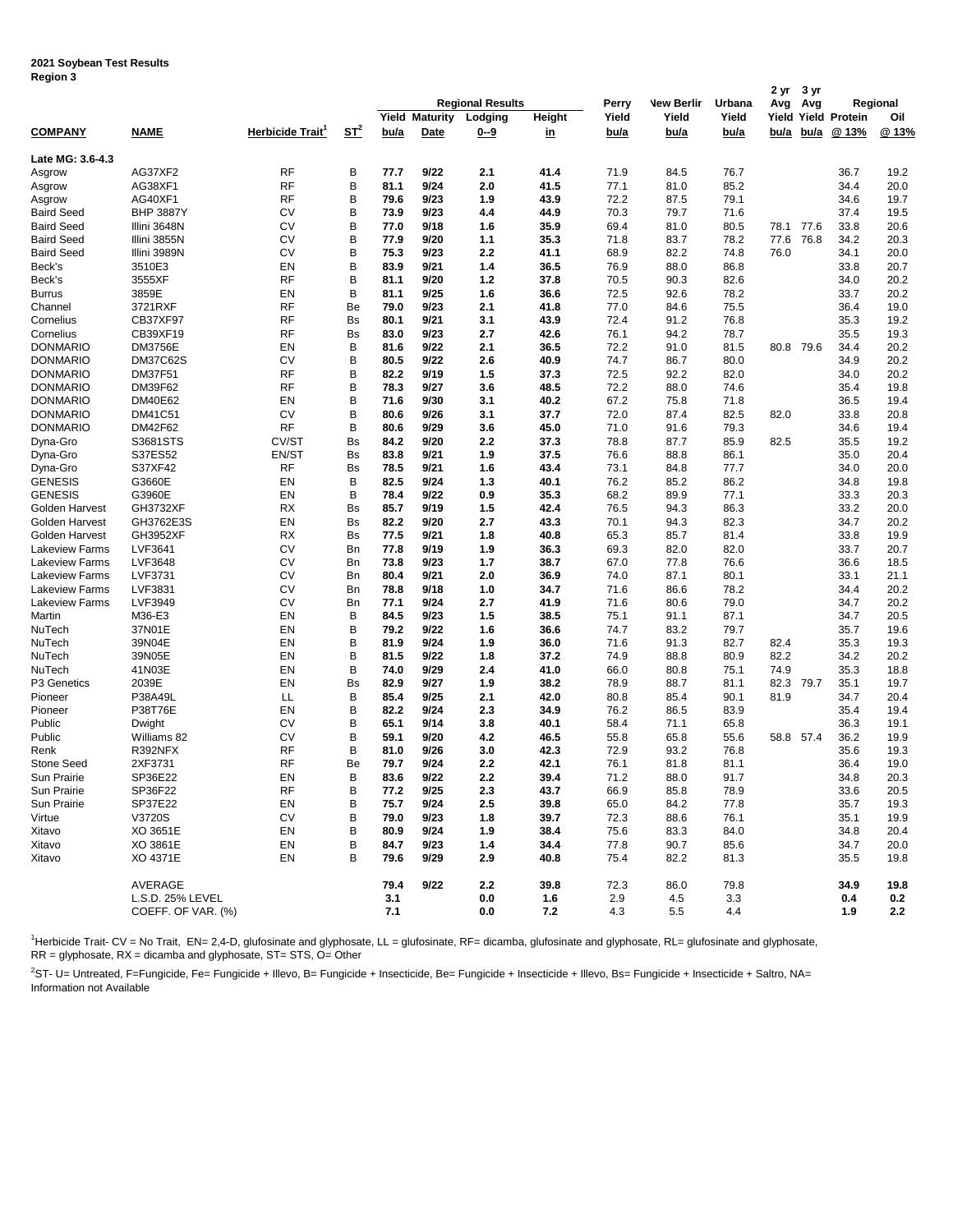**2021 Soybean Test Results**
**Region 3**

| COMPANY | NAME | Herbicide Trait[1] | ST[2] | Regional Results Yield bu/a | Maturity Date | Lodging 0--9 | Height in | Perry Yield bu/a | New Berlin Yield bu/a | Urbana Yield bu/a | 2 yr Avg Yield bu/a | 3 yr Avg Yield bu/a | Regional Protein @ 13% | Oil @ 13% |
|---|---|---|---|---|---|---|---|---|---|---|---|---|---|---|
| **Late MG: 3.6-4.3** | | | | | | | | | | | | | | |
| Asgrow | AG37XF2 | RF | B | **77.7** | **9/22** | **2.1** | **41.4** | 71.9 | 84.5 | 76.7 | | | 36.7 | 19.2 |
| Asgrow | AG38XF1 | RF | B | **81.1** | **9/24** | **2.0** | **41.5** | 77.1 | 81.0 | 85.2 | | | 34.4 | 20.0 |
| Asgrow | AG40XF1 | RF | B | **79.6** | **9/23** | **1.9** | **43.9** | 72.2 | 87.5 | 79.1 | | | 34.6 | 19.7 |
| Baird Seed | BHP 3887Y | CV | B | **73.9** | **9/23** | **4.4** | **44.9** | 70.3 | 79.7 | 71.6 | | | 37.4 | 19.5 |
| Baird Seed | Illini 3648N | CV | B | **77.0** | **9/18** | **1.6** | **35.9** | 69.4 | 81.0 | 80.5 | 78.1 | 77.6 | 33.8 | 20.6 |
| Baird Seed | Illini 3855N | CV | B | **77.9** | **9/20** | **1.1** | **35.3** | 71.8 | 83.7 | 78.2 | 77.6 | 76.8 | 34.2 | 20.3 |
| Baird Seed | Illini 3989N | CV | B | **75.3** | **9/23** | **2.2** | **41.1** | 68.9 | 82.2 | 74.8 | 76.0 | | 34.1 | 20.0 |
| Beck's | 3510E3 | EN | B | **83.9** | **9/21** | **1.4** | **36.5** | 76.9 | 88.0 | 86.8 | | | 33.8 | 20.7 |
| Beck's | 3555XF | RF | B | **81.1** | **9/20** | **1.2** | **37.8** | 70.5 | 90.3 | 82.6 | | | 34.0 | 20.2 |
| Burrus | 3859E | EN | B | **81.1** | **9/25** | **1.6** | **36.6** | 72.5 | 92.6 | 78.2 | | | 33.7 | 20.2 |
| Channel | 3721RXF | RF | Be | **79.0** | **9/23** | **2.1** | **41.8** | 77.0 | 84.6 | 75.5 | | | 36.4 | 19.0 |
| Cornelius | CB37XF97 | RF | Bs | **80.1** | **9/21** | **3.1** | **43.9** | 72.4 | 91.2 | 76.8 | | | 35.3 | 19.2 |
| Cornelius | CB39XF19 | RF | Bs | **83.0** | **9/23** | **2.7** | **42.6** | 76.1 | 94.2 | 78.7 | | | 35.5 | 19.3 |
| DONMARIO | DM3756E | EN | B | **81.6** | **9/22** | **2.1** | **36.5** | 72.2 | 91.0 | 81.5 | 80.8 | 79.6 | 34.4 | 20.2 |
| DONMARIO | DM37C62S | CV | B | **80.5** | **9/22** | **2.6** | **40.9** | 74.7 | 86.7 | 80.0 | | | 34.9 | 20.2 |
| DONMARIO | DM37F51 | RF | B | **82.2** | **9/19** | **1.5** | **37.3** | 72.5 | 92.2 | 82.0 | | | 34.0 | 20.2 |
| DONMARIO | DM39F62 | RF | B | **78.3** | **9/27** | **3.6** | **48.5** | 72.2 | 88.0 | 74.6 | | | 35.4 | 19.8 |
| DONMARIO | DM40E62 | EN | B | **71.6** | **9/30** | **3.1** | **40.2** | 67.2 | 75.8 | 71.8 | | | 36.5 | 19.4 |
| DONMARIO | DM41C51 | CV | B | **80.6** | **9/26** | **3.1** | **37.7** | 72.0 | 87.4 | 82.5 | 82.0 | | 33.8 | 20.8 |
| DONMARIO | DM42F62 | RF | B | **80.6** | **9/29** | **3.6** | **45.0** | 71.0 | 91.6 | 79.3 | | | 34.6 | 19.4 |
| Dyna-Gro | S3681STS | CV/ST | Bs | **84.2** | **9/20** | **2.2** | **37.3** | 78.8 | 87.7 | 85.9 | 82.5 | | 35.5 | 19.2 |
| Dyna-Gro | S37ES52 | EN/ST | Bs | **83.8** | **9/21** | **1.9** | **37.5** | 76.6 | 88.8 | 86.1 | | | 35.0 | 20.4 |
| Dyna-Gro | S37XF42 | RF | Bs | **78.5** | **9/21** | **1.6** | **43.4** | 73.1 | 84.8 | 77.7 | | | 34.0 | 20.0 |
| GENESIS | G3660E | EN | B | **82.5** | **9/24** | **1.3** | **40.1** | 76.2 | 85.2 | 86.2 | | | 34.8 | 19.8 |
| GENESIS | G3960E | EN | B | **78.4** | **9/22** | **0.9** | **35.3** | 68.2 | 89.9 | 77.1 | | | 33.3 | 20.3 |
| Golden Harvest | GH3732XF | RX | Bs | **85.7** | **9/19** | **1.5** | **42.4** | 76.5 | 94.3 | 86.3 | | | 33.2 | 20.0 |
| Golden Harvest | GH3762E3S | EN | Bs | **82.2** | **9/20** | **2.7** | **43.3** | 70.1 | 94.3 | 82.3 | | | 34.7 | 20.2 |
| Golden Harvest | GH3952XF | RX | Bs | **77.5** | **9/21** | **1.8** | **40.8** | 65.3 | 85.7 | 81.4 | | | 33.8 | 19.9 |
| Lakeview Farms | LVF3641 | CV | Bn | **77.8** | **9/19** | **1.9** | **36.3** | 69.3 | 82.0 | 82.0 | | | 33.7 | 20.7 |
| Lakeview Farms | LVF3648 | CV | Bn | **73.8** | **9/23** | **1.7** | **38.7** | 67.0 | 77.8 | 76.6 | | | 36.6 | 18.5 |
| Lakeview Farms | LVF3731 | CV | Bn | **80.4** | **9/21** | **2.0** | **36.9** | 74.0 | 87.1 | 80.1 | | | 33.1 | 21.1 |
| Lakeview Farms | LVF3831 | CV | Bn | **78.8** | **9/18** | **1.0** | **34.7** | 71.6 | 86.6 | 78.2 | | | 34.4 | 20.2 |
| Lakeview Farms | LVF3949 | CV | Bn | **77.1** | **9/24** | **2.7** | **41.9** | 71.6 | 80.6 | 79.0 | | | 34.7 | 20.2 |
| Martin | M36-E3 | EN | B | **84.5** | **9/23** | **1.5** | **38.5** | 75.1 | 91.1 | 87.1 | | | 34.7 | 20.5 |
| NuTech | 37N01E | EN | B | **79.2** | **9/22** | **1.6** | **36.6** | 74.7 | 83.2 | 79.7 | | | 35.7 | 19.6 |
| NuTech | 39N04E | EN | B | **81.9** | **9/24** | **1.9** | **36.0** | 71.6 | 91.3 | 82.7 | 82.4 | | 35.3 | 19.3 |
| NuTech | 39N05E | EN | B | **81.5** | **9/22** | **1.8** | **37.2** | 74.9 | 88.8 | 80.9 | 82.2 | | 34.2 | 20.2 |
| NuTech | 41N03E | EN | B | **74.0** | **9/29** | **2.4** | **41.0** | 66.0 | 80.8 | 75.1 | 74.9 | | 35.3 | 18.8 |
| P3 Genetics | 2039E | EN | Bs | **82.9** | **9/27** | **1.9** | **38.2** | 78.9 | 88.7 | 81.1 | 82.3 | 79.7 | 35.1 | 19.7 |
| Pioneer | P38A49L | LL | B | **85.4** | **9/25** | **2.1** | **42.0** | 80.8 | 85.4 | 90.1 | 81.9 | | 34.7 | 20.4 |
| Pioneer | P38T76E | EN | B | **82.2** | **9/24** | **2.3** | **34.9** | 76.2 | 86.5 | 83.9 | | | 35.4 | 19.4 |
| Public | Dwight | CV | B | **65.1** | **9/14** | **3.8** | **40.1** | 58.4 | 71.1 | 65.8 | | | 36.3 | 19.1 |
| Public | Williams 82 | CV | B | **59.1** | **9/20** | **4.2** | **46.5** | 55.8 | 65.8 | 55.6 | 58.8 | 57.4 | 36.2 | 19.9 |
| Renk | R392NFX | RF | B | **81.0** | **9/26** | **3.0** | **42.3** | 72.9 | 93.2 | 76.8 | | | 35.6 | 19.3 |
| Stone Seed | 2XF3731 | RF | Be | **79.7** | **9/24** | **2.2** | **42.1** | 76.1 | 81.8 | 81.1 | | | 36.4 | 19.0 |
| Sun Prairie | SP36E22 | EN | B | **83.6** | **9/22** | **2.2** | **39.4** | 71.2 | 88.0 | 91.7 | | | 34.8 | 20.3 |
| Sun Prairie | SP36F22 | RF | B | **77.2** | **9/25** | **2.3** | **43.7** | 66.9 | 85.8 | 78.9 | | | 33.6 | 20.5 |
| Sun Prairie | SP37E22 | EN | B | **75.7** | **9/24** | **2.5** | **39.8** | 65.0 | 84.2 | 77.8 | | | 35.7 | 19.3 |
| Virtue | V3720S | CV | B | **79.0** | **9/23** | **1.8** | **39.7** | 72.3 | 88.6 | 76.1 | | | 35.1 | 19.9 |
| Xitavo | XO 3651E | EN | B | **80.9** | **9/24** | **1.9** | **38.4** | 75.6 | 83.3 | 84.0 | | | 34.8 | 20.4 |
| Xitavo | XO 3861E | EN | B | **84.7** | **9/23** | **1.4** | **34.4** | 77.8 | 90.7 | 85.6 | | | 34.7 | 20.0 |
| Xitavo | XO 4371E | EN | B | **79.6** | **9/29** | **2.9** | **40.8** | 75.4 | 82.2 | 81.3 | | | 35.5 | 19.8 |
| | AVERAGE | | | **79.4** | **9/22** | **2.2** | **39.8** | 72.3 | 86.0 | 79.8 | | | **34.9** | **19.8** |
| | L.S.D. 25% LEVEL | | | **3.1** | | **0.0** | **1.6** | 2.9 | 4.5 | 3.3 | | | **0.4** | **0.2** |
| | COEFF. OF VAR. (%) | | | **7.1** | | **0.0** | **7.2** | 4.3 | 5.5 | 4.4 | | | **1.9** | **2.2** |

[1]Herbicide Trait- CV = No Trait, EN= 2,4-D, glufosinate and glyphosate, LL = glufosinate, RF= dicamba, glufosinate and glyphosate, RL= glufosinate and glyphosate, RR = glyphosate, RX = dicamba and glyphosate, ST= STS, O= Other

[2]ST- U= Untreated, F=Fungicide, Fe= Fungicide + Illevo, B= Fungicide + Insecticide, Be= Fungicide + Insecticide + Illevo, Bs= Fungicide + Insecticide + Saltro, NA= Information not Available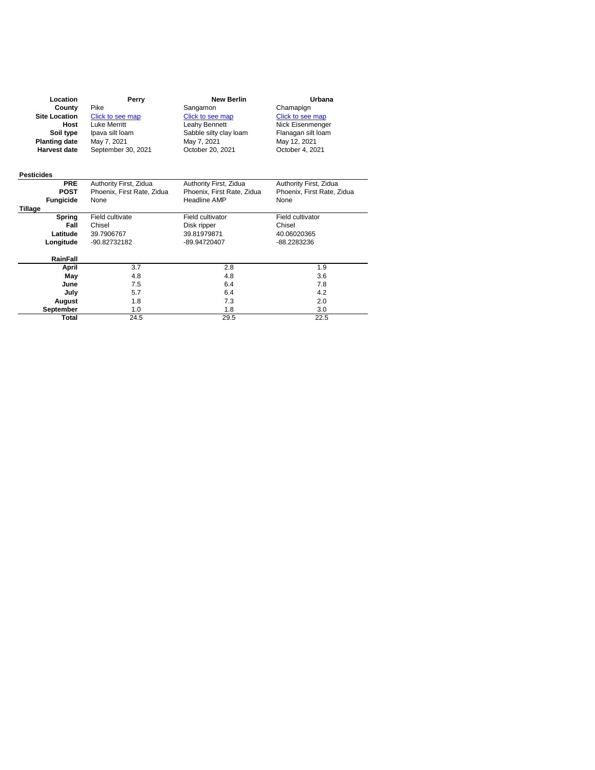| Location | Perry | New Berlin | Urbana |
| --- | --- | --- | --- |
| County | Pike | Sangamon | Chamapign |
| Site Location | Click to see map | Click to see map | Click to see map |
| Host | Luke Merritt | Leahy Bennett | Nick Eisenmenger |
| Soil type | Ipava silt loam | Sabble silty clay loam | Flanagan silt loam |
| Planting date | May 7, 2021 | May 7, 2021 | May 12, 2021 |
| Harvest date | September 30, 2021 | October 20, 2021 | October 4, 2021 |
| **Pesticides** | | | |
| PRE | Authority First, Zidua | Authority First, Zidua | Authority First, Zidua |
| POST | Phoenix, First Rate, Zidua | Phoenix, First Rate, Zidua | Phoenix, First Rate, Zidua |
| Fungicide | None | Headline AMP | None |
| **Tillage** | | | |
| Spring | Field cultivate | Field cultivator | Field cultivator |
| Fall | Chisel | Disk ripper | Chisel |
| Latitude | 39.7906767 | 39.81979871 | 40.06020365 |
| Longitude | -90.82732182 | -89.94720407 | -88.2283236 |
| **RainFall** | | | |
| April | 3.7 | 2.8 | 1.9 |
| May | 4.8 | 4.8 | 3.6 |
| June | 7.5 | 6.4 | 7.8 |
| July | 5.7 | 6.4 | 4.2 |
| August | 1.8 | 7.3 | 2.0 |
| September | 1.0 | 1.8 | 3.0 |
| Total | 24.5 | 29.5 | 22.5 |